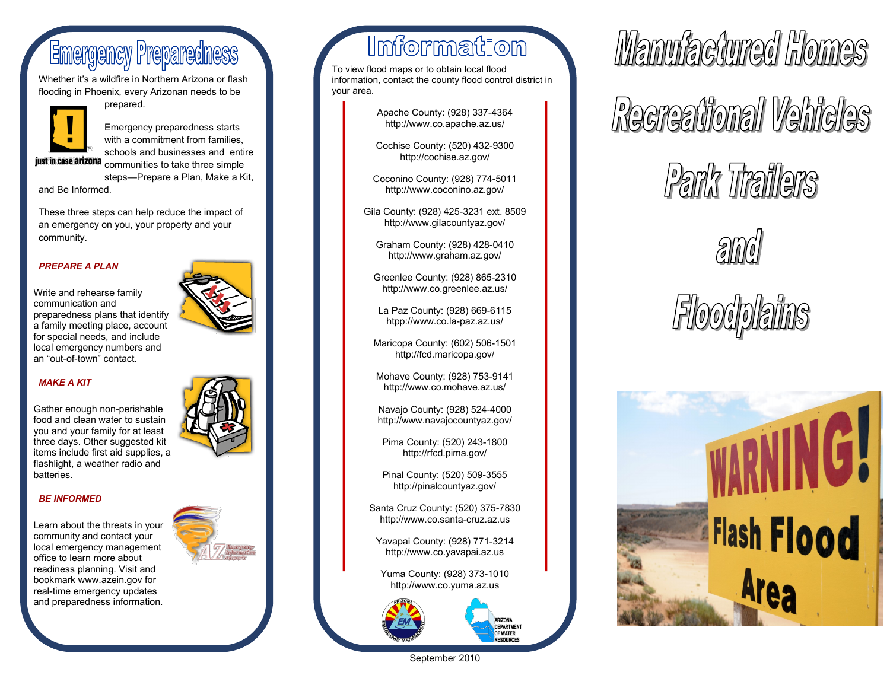# Emergency Preparedness

Whether it's a wildfire in Northern Arizona or flash flooding in Phoenix, every Arizonan needs to be prepared.

just in case arizona

Emergency preparedness starts with a commitment from families, schools and businesses and entire communities to take three simple steps—Prepare a Plan, Make a Kit, and Be Informed.

These three steps can help reduce the impact of an emergency on you, your property and your community.

***PREPARE A PLAN***

Write and rehearse family communication and preparedness plans that identify a family meeting place, account for special needs, and include local emergency numbers and an "out-of-town" contact.

***MAKE A KIT***

Gather enough non-perishable food and clean water to sustain you and your family for at least three days. Other suggested kit items include first aid supplies, a flashlight, a weather radio and batteries.

***BE INFORMED***

Learn about the threats in your community and contact your local emergency management office to learn more about readiness planning. Visit and bookmark www.azein.gov for real-time emergency updates and preparedness information.

# Information

To view flood maps or to obtain local flood information, contact the county flood control district in your area.

Apache County: (928) 337-4364
http://www.co.apache.az.us/

Cochise County: (520) 432-9300
http://cochise.az.gov/

Coconino County: (928) 774-5011
http://www.coconino.az.gov/

Gila County: (928) 425-3231 ext. 8509
http://www.gilacountyaz.gov/

Graham County: (928) 428-0410
http://www.graham.az.gov/

Greenlee County: (928) 865-2310
http://www.co.greenlee.az.us/

La Paz County: (928) 669-6115
htpp://www.co.la-paz.az.us/

Maricopa County: (602) 506-1501
http://fcd.maricopa.gov/

Mohave County: (928) 753-9141
http://www.co.mohave.az.us/

Navajo County: (928) 524-4000
http://www.navajocountyaz.gov/

Pima County: (520) 243-1800
http://rfcd.pima.gov/

Pinal County: (520) 509-3555
http://pinalcountyaz.gov/

Santa Cruz County: (520) 375-7830
http://www.co.santa-cruz.az.us

Yavapai County: (928) 771-3214
http://www.co.yavapai.az.us

Yuma County: (928) 373-1010
http://www.co.yuma.az.us

Arizona Emergency Management

Arizona Department of Water Resources

September 2010

# Manufactured Homes

# Recreational Vehicles

# Park Trailers

# and

# Floodplains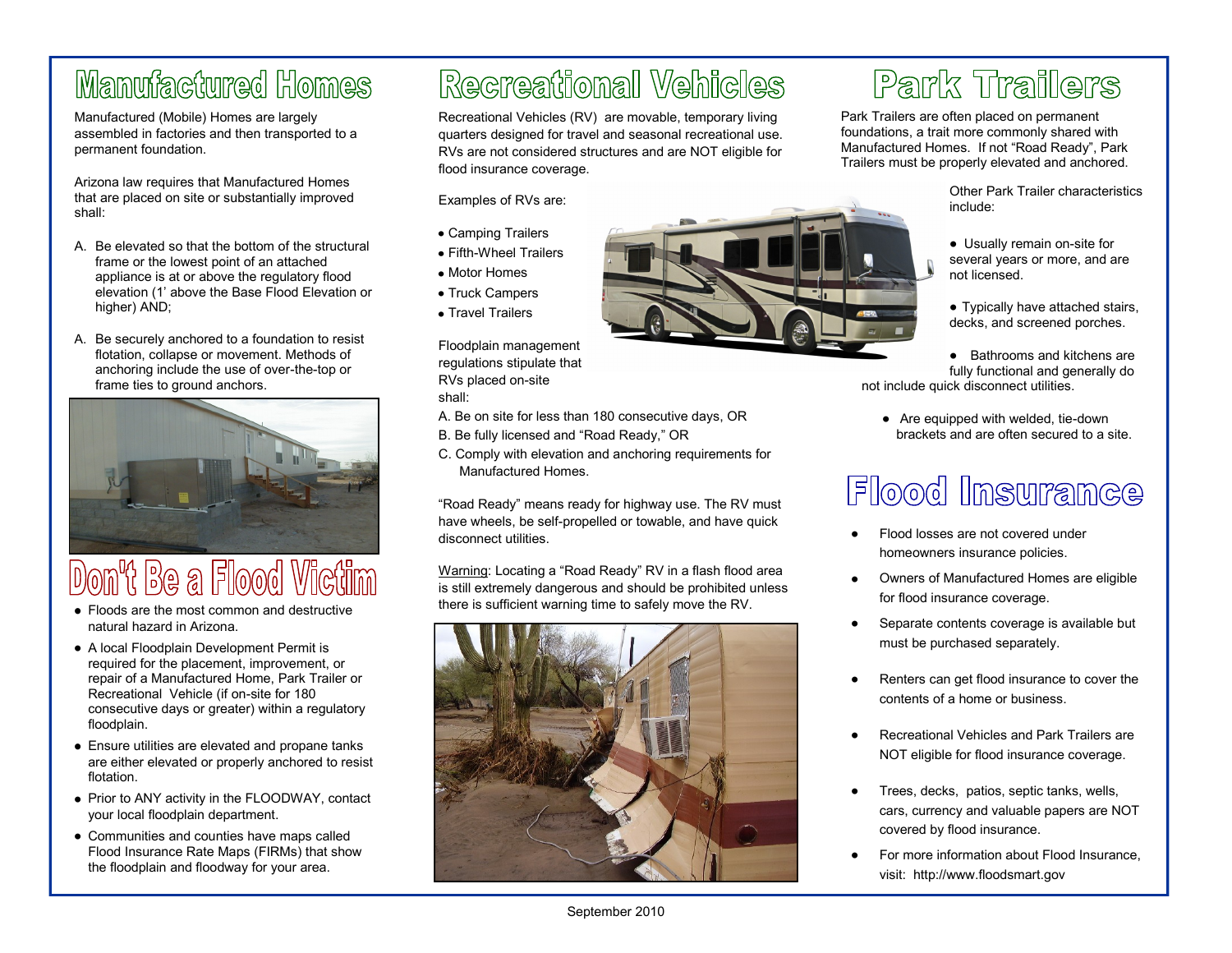# Manufactured Homes

Manufactured (Mobile) Homes are largely assembled in factories and then transported to a permanent foundation.

Arizona law requires that Manufactured Homes that are placed on site or substantially improved shall:

A. Be elevated so that the bottom of the structural frame or the lowest point of an attached appliance is at or above the regulatory flood elevation (1' above the Base Flood Elevation or higher) AND;

A. Be securely anchored to a foundation to resist flotation, collapse or movement. Methods of anchoring include the use of over-the-top or frame ties to ground anchors.

# Don't Be a Flood Victim

- Floods are the most common and destructive natural hazard in Arizona.
- A local Floodplain Development Permit is required for the placement, improvement, or repair of a Manufactured Home, Park Trailer or Recreational Vehicle (if on-site for 180 consecutive days or greater) within a regulatory floodplain.
- Ensure utilities are elevated and propane tanks are either elevated or properly anchored to resist flotation.
- Prior to ANY activity in the FLOODWAY, contact your local floodplain department.
- Communities and counties have maps called Flood Insurance Rate Maps (FIRMs) that show the floodplain and floodway for your area.

# Recreational Vehicles

Recreational Vehicles (RV) are movable, temporary living quarters designed for travel and seasonal recreational use. RVs are not considered structures and are NOT eligible for flood insurance coverage.

Examples of RVs are:

- Camping Trailers
- Fifth-Wheel Trailers
- Motor Homes
- Truck Campers
- Travel Trailers

Floodplain management regulations stipulate that RVs placed on-site shall:

A. Be on site for less than 180 consecutive days, OR
B. Be fully licensed and "Road Ready," OR
C. Comply with elevation and anchoring requirements for Manufactured Homes.

"Road Ready" means ready for highway use. The RV must have wheels, be self-propelled or towable, and have quick disconnect utilities.

Warning: Locating a "Road Ready" RV in a flash flood area is still extremely dangerous and should be prohibited unless there is sufficient warning time to safely move the RV.

# Park Trailers

Park Trailers are often placed on permanent foundations, a trait more commonly shared with Manufactured Homes. If not "Road Ready", Park Trailers must be properly elevated and anchored.

Other Park Trailer characteristics include:

- Usually remain on-site for several years or more, and are not licensed.
- Typically have attached stairs, decks, and screened porches.
- Bathrooms and kitchens are fully functional and generally do not include quick disconnect utilities.
- Are equipped with welded, tie-down brackets and are often secured to a site.

# Flood Insurance

- Flood losses are not covered under homeowners insurance policies.
- Owners of Manufactured Homes are eligible for flood insurance coverage.
- Separate contents coverage is available but must be purchased separately.
- Renters can get flood insurance to cover the contents of a home or business.
- Recreational Vehicles and Park Trailers are NOT eligible for flood insurance coverage.
- Trees, decks, patios, septic tanks, wells, cars, currency and valuable papers are NOT covered by flood insurance.
- For more information about Flood Insurance, visit: http://www.floodsmart.gov

September 2010